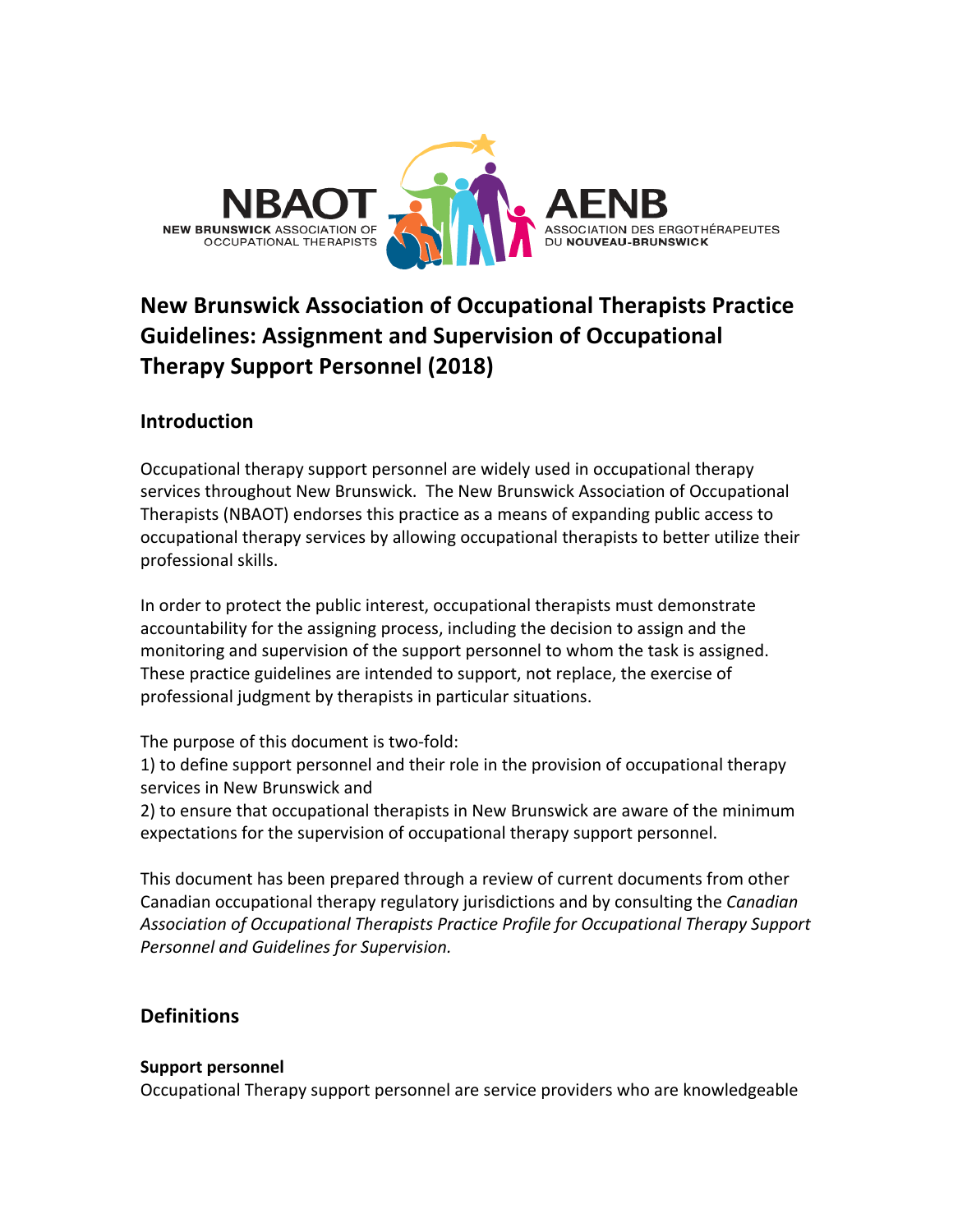NBAOT
NEW BRUNSWICK ASSOCIATION OF OCCUPATIONAL THERAPISTS

AENB
ASSOCIATION DES ERGOTHÉRAPEUTES DU NOUVEAU-BRUNSWICK

# New Brunswick Association of Occupational Therapists Practice Guidelines: Assignment and Supervision of Occupational Therapy Support Personnel (2018)

## Introduction

Occupational therapy support personnel are widely used in occupational therapy services throughout New Brunswick. The New Brunswick Association of Occupational Therapists (NBAOT) endorses this practice as a means of expanding public access to occupational therapy services by allowing occupational therapists to better utilize their professional skills.

In order to protect the public interest, occupational therapists must demonstrate accountability for the assigning process, including the decision to assign and the monitoring and supervision of the support personnel to whom the task is assigned. These practice guidelines are intended to support, not replace, the exercise of professional judgment by therapists in particular situations.

The purpose of this document is two-fold:
1) to define support personnel and their role in the provision of occupational therapy services in New Brunswick and
2) to ensure that occupational therapists in New Brunswick are aware of the minimum expectations for the supervision of occupational therapy support personnel.

This document has been prepared through a review of current documents from other Canadian occupational therapy regulatory jurisdictions and by consulting the *Canadian Association of Occupational Therapists Practice Profile for Occupational Therapy Support Personnel and Guidelines for Supervision.*

## Definitions

### Support personnel

Occupational Therapy support personnel are service providers who are knowledgeable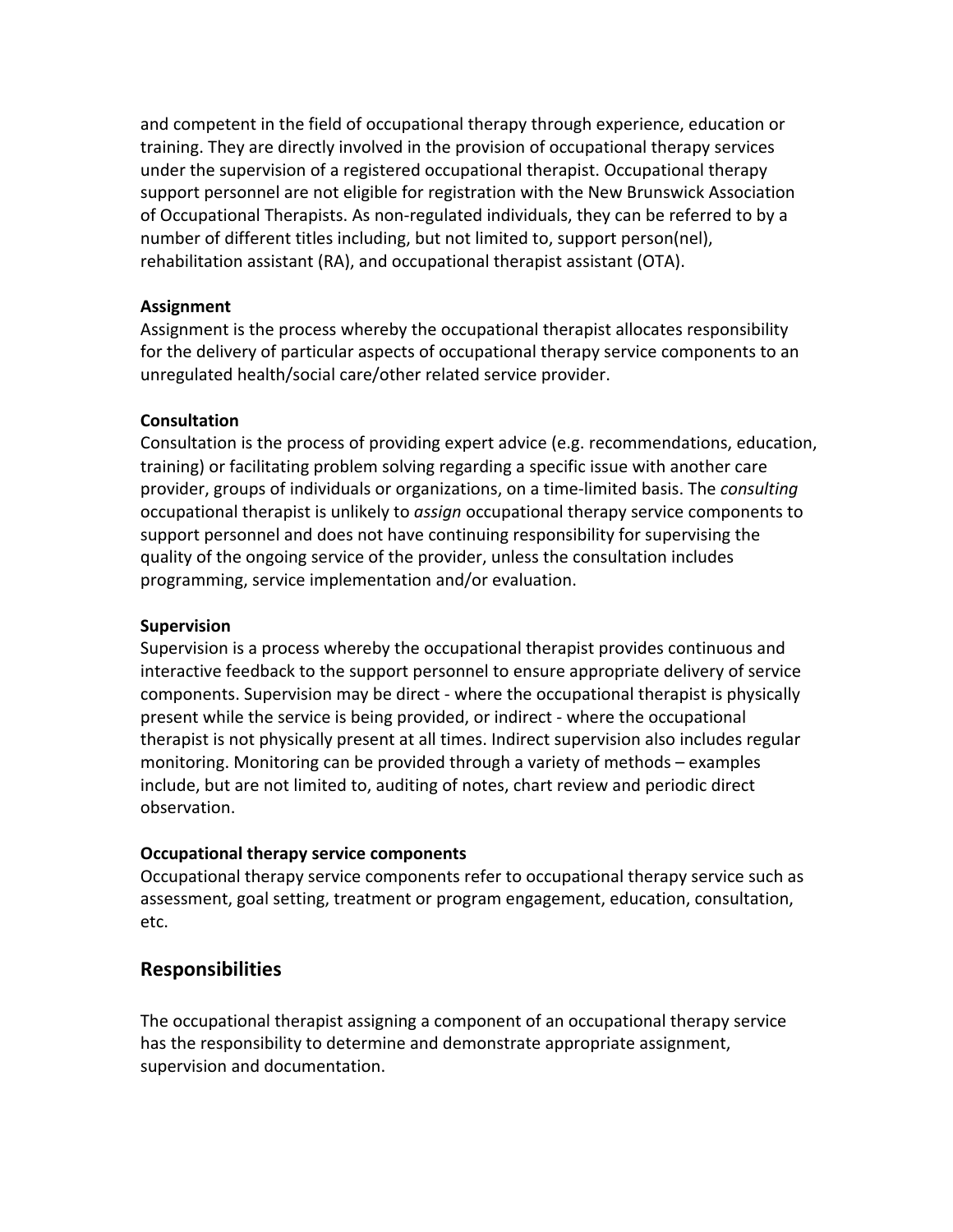and competent in the field of occupational therapy through experience, education or training. They are directly involved in the provision of occupational therapy services under the supervision of a registered occupational therapist. Occupational therapy support personnel are not eligible for registration with the New Brunswick Association of Occupational Therapists. As non-regulated individuals, they can be referred to by a number of different titles including, but not limited to, support person(nel), rehabilitation assistant (RA), and occupational therapist assistant (OTA).

**Assignment**
Assignment is the process whereby the occupational therapist allocates responsibility for the delivery of particular aspects of occupational therapy service components to an unregulated health/social care/other related service provider.

**Consultation**
Consultation is the process of providing expert advice (e.g. recommendations, education, training) or facilitating problem solving regarding a specific issue with another care provider, groups of individuals or organizations, on a time-limited basis. The *consulting* occupational therapist is unlikely to *assign* occupational therapy service components to support personnel and does not have continuing responsibility for supervising the quality of the ongoing service of the provider, unless the consultation includes programming, service implementation and/or evaluation.

**Supervision**
Supervision is a process whereby the occupational therapist provides continuous and interactive feedback to the support personnel to ensure appropriate delivery of service components. Supervision may be direct - where the occupational therapist is physically present while the service is being provided, or indirect - where the occupational therapist is not physically present at all times. Indirect supervision also includes regular monitoring. Monitoring can be provided through a variety of methods – examples include, but are not limited to, auditing of notes, chart review and periodic direct observation.

**Occupational therapy service components**
Occupational therapy service components refer to occupational therapy service such as assessment, goal setting, treatment or program engagement, education, consultation, etc.

## Responsibilities

The occupational therapist assigning a component of an occupational therapy service has the responsibility to determine and demonstrate appropriate assignment, supervision and documentation.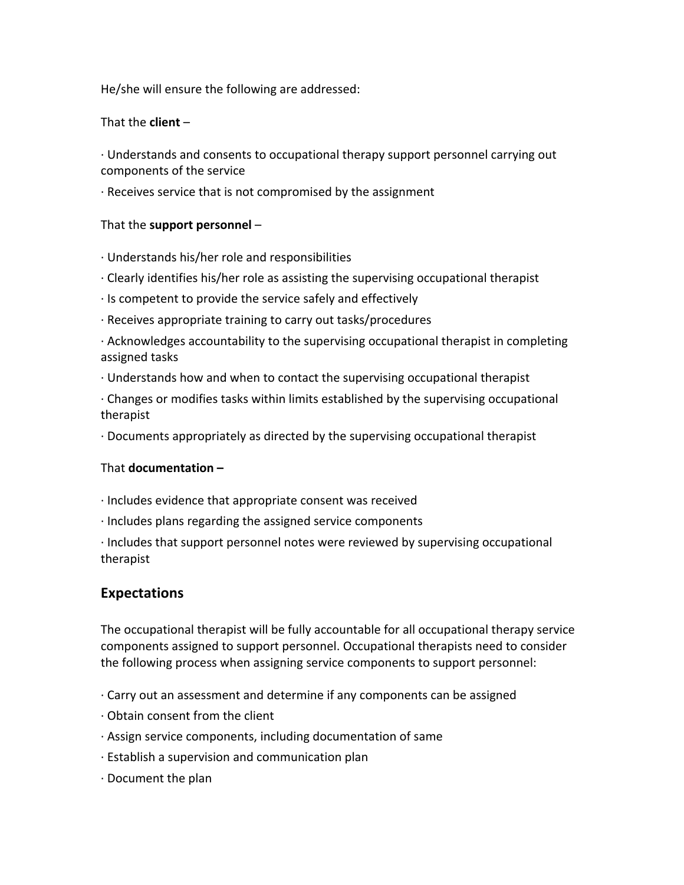He/she will ensure the following are addressed:

That the **client** –

- Understands and consents to occupational therapy support personnel carrying out components of the service
- Receives service that is not compromised by the assignment

That the **support personnel** –

- Understands his/her role and responsibilities
- Clearly identifies his/her role as assisting the supervising occupational therapist
- Is competent to provide the service safely and effectively
- Receives appropriate training to carry out tasks/procedures
- Acknowledges accountability to the supervising occupational therapist in completing assigned tasks
- Understands how and when to contact the supervising occupational therapist
- Changes or modifies tasks within limits established by the supervising occupational therapist
- Documents appropriately as directed by the supervising occupational therapist

That **documentation –**

- Includes evidence that appropriate consent was received
- Includes plans regarding the assigned service components
- Includes that support personnel notes were reviewed by supervising occupational therapist

## Expectations

The occupational therapist will be fully accountable for all occupational therapy service components assigned to support personnel. Occupational therapists need to consider the following process when assigning service components to support personnel:

- Carry out an assessment and determine if any components can be assigned
- Obtain consent from the client
- Assign service components, including documentation of same
- Establish a supervision and communication plan
- Document the plan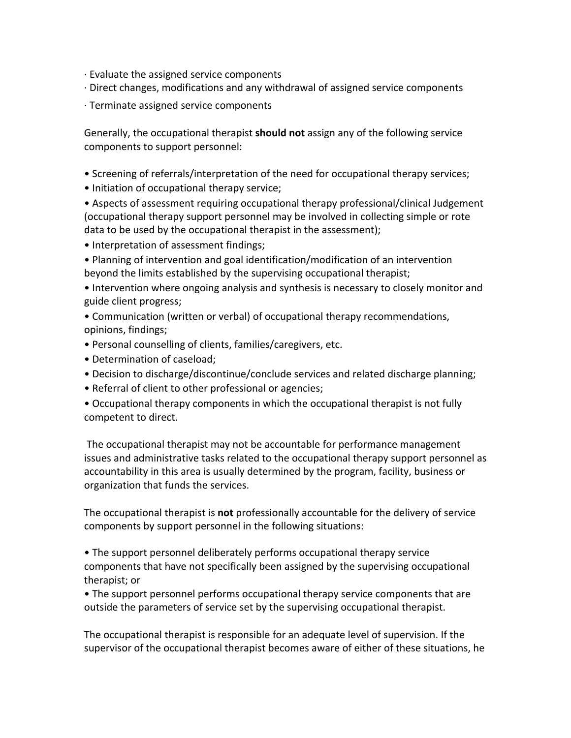· Evaluate the assigned service components
· Direct changes, modifications and any withdrawal of assigned service components
· Terminate assigned service components

Generally, the occupational therapist **should not** assign any of the following service components to support personnel:

- Screening of referrals/interpretation of the need for occupational therapy services;
- Initiation of occupational therapy service;
- Aspects of assessment requiring occupational therapy professional/clinical Judgement (occupational therapy support personnel may be involved in collecting simple or rote data to be used by the occupational therapist in the assessment);
- Interpretation of assessment findings;
- Planning of intervention and goal identification/modification of an intervention beyond the limits established by the supervising occupational therapist;
- Intervention where ongoing analysis and synthesis is necessary to closely monitor and guide client progress;
- Communication (written or verbal) of occupational therapy recommendations, opinions, findings;
- Personal counselling of clients, families/caregivers, etc.
- Determination of caseload;
- Decision to discharge/discontinue/conclude services and related discharge planning;
- Referral of client to other professional or agencies;
- Occupational therapy components in which the occupational therapist is not fully competent to direct.

The occupational therapist may not be accountable for performance management issues and administrative tasks related to the occupational therapy support personnel as accountability in this area is usually determined by the program, facility, business or organization that funds the services.

The occupational therapist is **not** professionally accountable for the delivery of service components by support personnel in the following situations:

- The support personnel deliberately performs occupational therapy service components that have not specifically been assigned by the supervising occupational therapist; or
- The support personnel performs occupational therapy service components that are outside the parameters of service set by the supervising occupational therapist.

The occupational therapist is responsible for an adequate level of supervision. If the supervisor of the occupational therapist becomes aware of either of these situations, he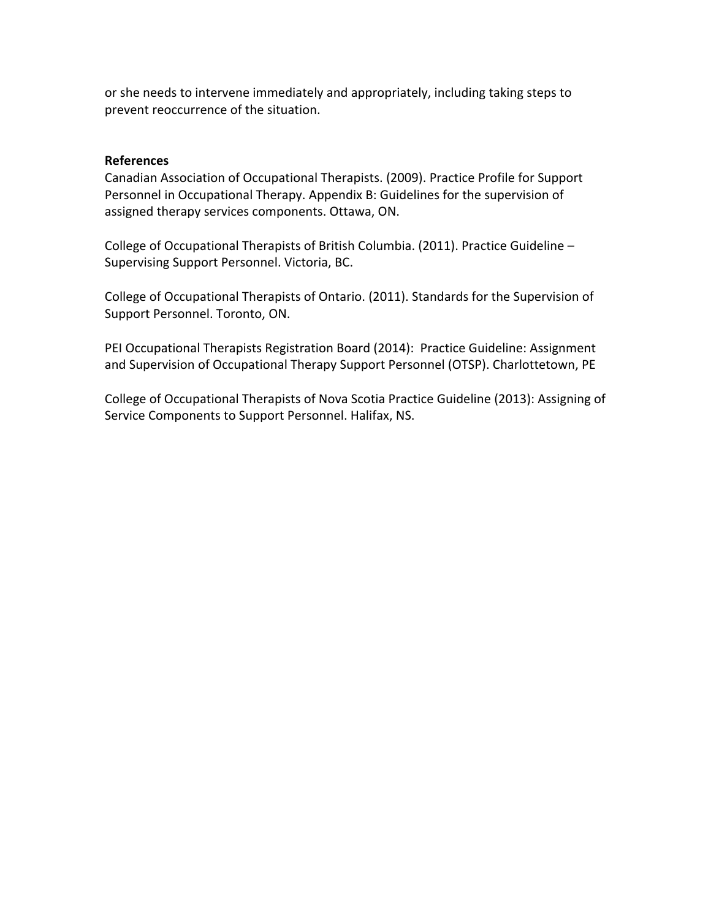or she needs to intervene immediately and appropriately, including taking steps to prevent reoccurrence of the situation.

**References**

Canadian Association of Occupational Therapists. (2009). Practice Profile for Support Personnel in Occupational Therapy. Appendix B: Guidelines for the supervision of assigned therapy services components. Ottawa, ON.

College of Occupational Therapists of British Columbia. (2011). Practice Guideline – Supervising Support Personnel. Victoria, BC.

College of Occupational Therapists of Ontario. (2011). Standards for the Supervision of Support Personnel. Toronto, ON.

PEI Occupational Therapists Registration Board (2014): Practice Guideline: Assignment and Supervision of Occupational Therapy Support Personnel (OTSP). Charlottetown, PE

College of Occupational Therapists of Nova Scotia Practice Guideline (2013): Assigning of Service Components to Support Personnel. Halifax, NS.